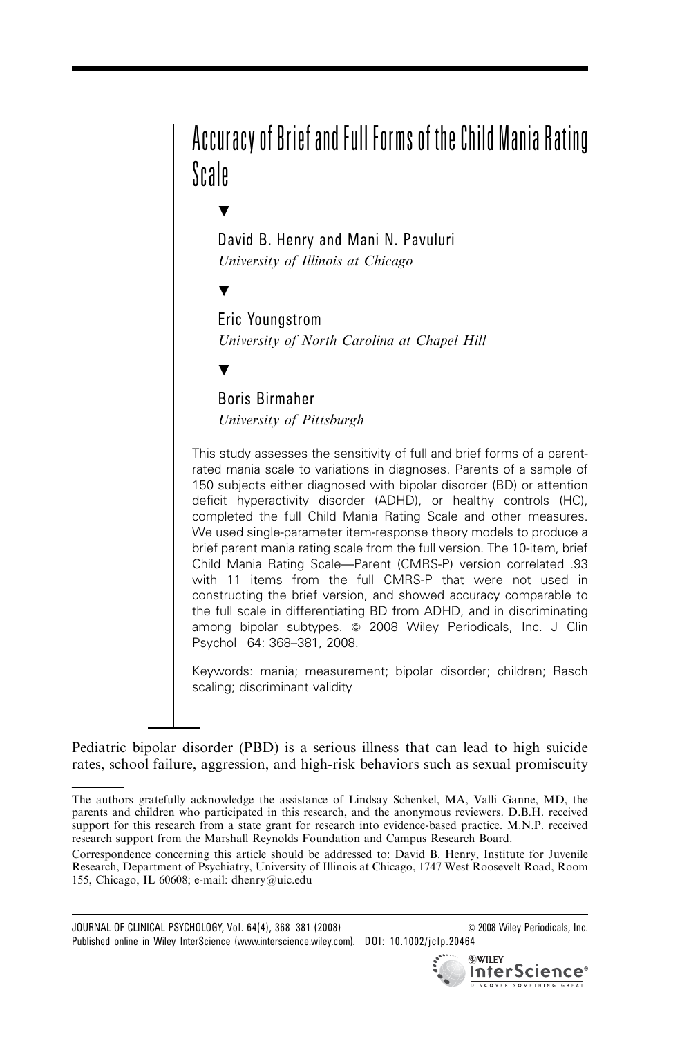# Accuracy of Brief and Full Forms of the Child Mania Rating Scale

David B. Henry and Mani N. Pavuluri
*University of Illinois at Chicago*

Eric Youngstrom
*University of North Carolina at Chapel Hill*

Boris Birmaher
*University of Pittsburgh*

This study assesses the sensitivity of full and brief forms of a parent-rated mania scale to variations in diagnoses. Parents of a sample of 150 subjects either diagnosed with bipolar disorder (BD) or attention deficit hyperactivity disorder (ADHD), or healthy controls (HC), completed the full Child Mania Rating Scale and other measures. We used single-parameter item-response theory models to produce a brief parent mania rating scale from the full version. The 10-item, brief Child Mania Rating Scale—Parent (CMRS-P) version correlated .93 with 11 items from the full CMRS-P that were not used in constructing the brief version, and showed accuracy comparable to the full scale in differentiating BD from ADHD, and in discriminating among bipolar subtypes. © 2008 Wiley Periodicals, Inc. J Clin Psychol 64: 368–381, 2008.

Keywords: mania; measurement; bipolar disorder; children; Rasch scaling; discriminant validity

Pediatric bipolar disorder (PBD) is a serious illness that can lead to high suicide rates, school failure, aggression, and high-risk behaviors such as sexual promiscuity

---

The authors gratefully acknowledge the assistance of Lindsay Schenkel, MA, Valli Ganne, MD, the parents and children who participated in this research, and the anonymous reviewers. D.B.H. received support for this research from a state grant for research into evidence-based practice. M.N.P. received research support from the Marshall Reynolds Foundation and Campus Research Board.

Correspondence concerning this article should be addressed to: David B. Henry, Institute for Juvenile Research, Department of Psychiatry, University of Illinois at Chicago, 1747 West Roosevelt Road, Room 155, Chicago, IL 60608; e-mail: dhenry@uic.edu

Published online in Wiley InterScience (www.interscience.wiley.com). DOI: 10.1002/jclp.20464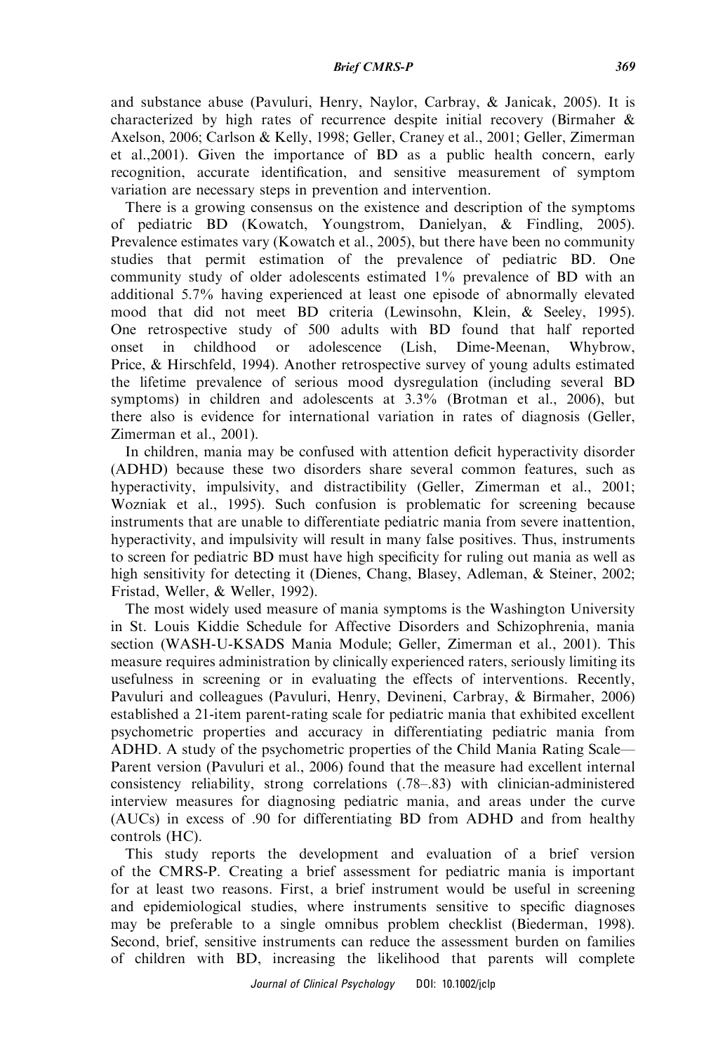and substance abuse (Pavuluri, Henry, Naylor, Carbray, & Janicak, 2005). It is characterized by high rates of recurrence despite initial recovery (Birmaher & Axelson, 2006; Carlson & Kelly, 1998; Geller, Craney et al., 2001; Geller, Zimerman et al.,2001). Given the importance of BD as a public health concern, early recognition, accurate identification, and sensitive measurement of symptom variation are necessary steps in prevention and intervention.

There is a growing consensus on the existence and description of the symptoms of pediatric BD (Kowatch, Youngstrom, Danielyan, & Findling, 2005). Prevalence estimates vary (Kowatch et al., 2005), but there have been no community studies that permit estimation of the prevalence of pediatric BD. One community study of older adolescents estimated 1% prevalence of BD with an additional 5.7% having experienced at least one episode of abnormally elevated mood that did not meet BD criteria (Lewinsohn, Klein, & Seeley, 1995). One retrospective study of 500 adults with BD found that half reported onset in childhood or adolescence (Lish, Dime-Meenan, Whybrow, Price, & Hirschfeld, 1994). Another retrospective survey of young adults estimated the lifetime prevalence of serious mood dysregulation (including several BD symptoms) in children and adolescents at 3.3% (Brotman et al., 2006), but there also is evidence for international variation in rates of diagnosis (Geller, Zimerman et al., 2001).

In children, mania may be confused with attention deficit hyperactivity disorder (ADHD) because these two disorders share several common features, such as hyperactivity, impulsivity, and distractibility (Geller, Zimerman et al., 2001; Wozniak et al., 1995). Such confusion is problematic for screening because instruments that are unable to differentiate pediatric mania from severe inattention, hyperactivity, and impulsivity will result in many false positives. Thus, instruments to screen for pediatric BD must have high specificity for ruling out mania as well as high sensitivity for detecting it (Dienes, Chang, Blasey, Adleman, & Steiner, 2002; Fristad, Weller, & Weller, 1992).

The most widely used measure of mania symptoms is the Washington University in St. Louis Kiddie Schedule for Affective Disorders and Schizophrenia, mania section (WASH-U-KSADS Mania Module; Geller, Zimerman et al., 2001). This measure requires administration by clinically experienced raters, seriously limiting its usefulness in screening or in evaluating the effects of interventions. Recently, Pavuluri and colleagues (Pavuluri, Henry, Devineni, Carbray, & Birmaher, 2006) established a 21-item parent-rating scale for pediatric mania that exhibited excellent psychometric properties and accuracy in differentiating pediatric mania from ADHD. A study of the psychometric properties of the Child Mania Rating Scale—Parent version (Pavuluri et al., 2006) found that the measure had excellent internal consistency reliability, strong correlations (.78–.83) with clinician-administered interview measures for diagnosing pediatric mania, and areas under the curve (AUCs) in excess of .90 for differentiating BD from ADHD and from healthy controls (HC).

This study reports the development and evaluation of a brief version of the CMRS-P. Creating a brief assessment for pediatric mania is important for at least two reasons. First, a brief instrument would be useful in screening and epidemiological studies, where instruments sensitive to specific diagnoses may be preferable to a single omnibus problem checklist (Biederman, 1998). Second, brief, sensitive instruments can reduce the assessment burden on families of children with BD, increasing the likelihood that parents will complete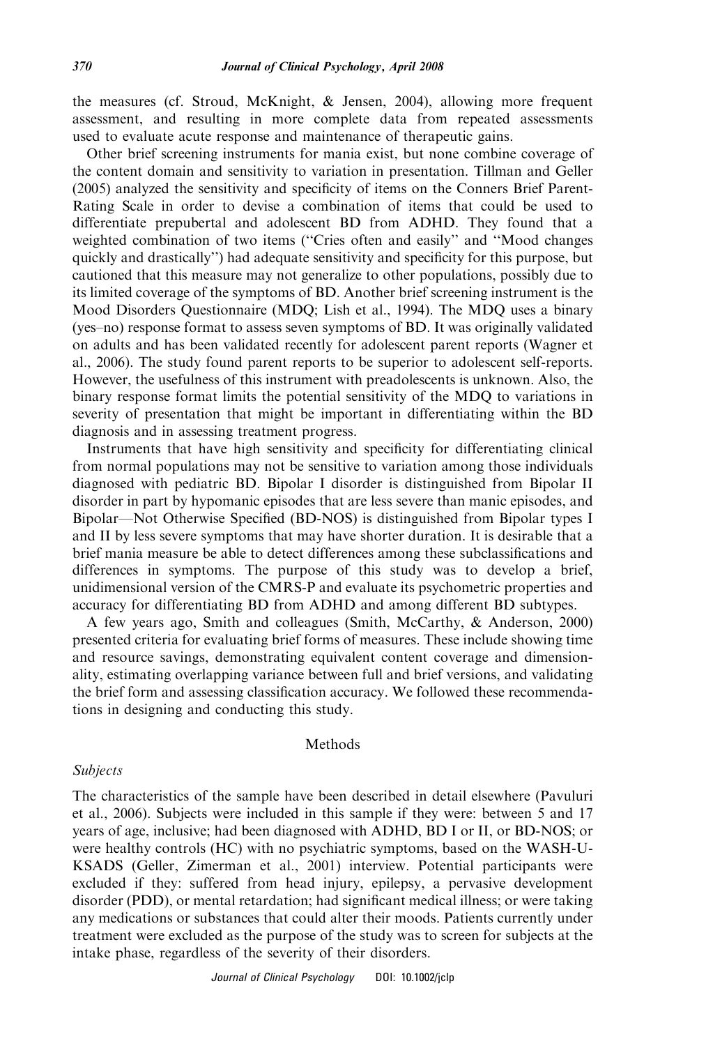the measures (cf. Stroud, McKnight, & Jensen, 2004), allowing more frequent assessment, and resulting in more complete data from repeated assessments used to evaluate acute response and maintenance of therapeutic gains.

Other brief screening instruments for mania exist, but none combine coverage of the content domain and sensitivity to variation in presentation. Tillman and Geller (2005) analyzed the sensitivity and specificity of items on the Conners Brief Parent-Rating Scale in order to devise a combination of items that could be used to differentiate prepubertal and adolescent BD from ADHD. They found that a weighted combination of two items (''Cries often and easily'' and ''Mood changes quickly and drastically'') had adequate sensitivity and specificity for this purpose, but cautioned that this measure may not generalize to other populations, possibly due to its limited coverage of the symptoms of BD. Another brief screening instrument is the Mood Disorders Questionnaire (MDQ; Lish et al., 1994). The MDQ uses a binary (yes–no) response format to assess seven symptoms of BD. It was originally validated on adults and has been validated recently for adolescent parent reports (Wagner et al., 2006). The study found parent reports to be superior to adolescent self-reports. However, the usefulness of this instrument with preadolescents is unknown. Also, the binary response format limits the potential sensitivity of the MDQ to variations in severity of presentation that might be important in differentiating within the BD diagnosis and in assessing treatment progress.

Instruments that have high sensitivity and specificity for differentiating clinical from normal populations may not be sensitive to variation among those individuals diagnosed with pediatric BD. Bipolar I disorder is distinguished from Bipolar II disorder in part by hypomanic episodes that are less severe than manic episodes, and Bipolar—Not Otherwise Specified (BD-NOS) is distinguished from Bipolar types I and II by less severe symptoms that may have shorter duration. It is desirable that a brief mania measure be able to detect differences among these subclassifications and differences in symptoms. The purpose of this study was to develop a brief, unidimensional version of the CMRS-P and evaluate its psychometric properties and accuracy for differentiating BD from ADHD and among different BD subtypes.

A few years ago, Smith and colleagues (Smith, McCarthy, & Anderson, 2000) presented criteria for evaluating brief forms of measures. These include showing time and resource savings, demonstrating equivalent content coverage and dimensionality, estimating overlapping variance between full and brief versions, and validating the brief form and assessing classification accuracy. We followed these recommendations in designing and conducting this study.

## Methods

### *Subjects*

The characteristics of the sample have been described in detail elsewhere (Pavuluri et al., 2006). Subjects were included in this sample if they were: between 5 and 17 years of age, inclusive; had been diagnosed with ADHD, BD I or II, or BD-NOS; or were healthy controls (HC) with no psychiatric symptoms, based on the WASH-U-KSADS (Geller, Zimerman et al., 2001) interview. Potential participants were excluded if they: suffered from head injury, epilepsy, a pervasive development disorder (PDD), or mental retardation; had significant medical illness; or were taking any medications or substances that could alter their moods. Patients currently under treatment were excluded as the purpose of the study was to screen for subjects at the intake phase, regardless of the severity of their disorders.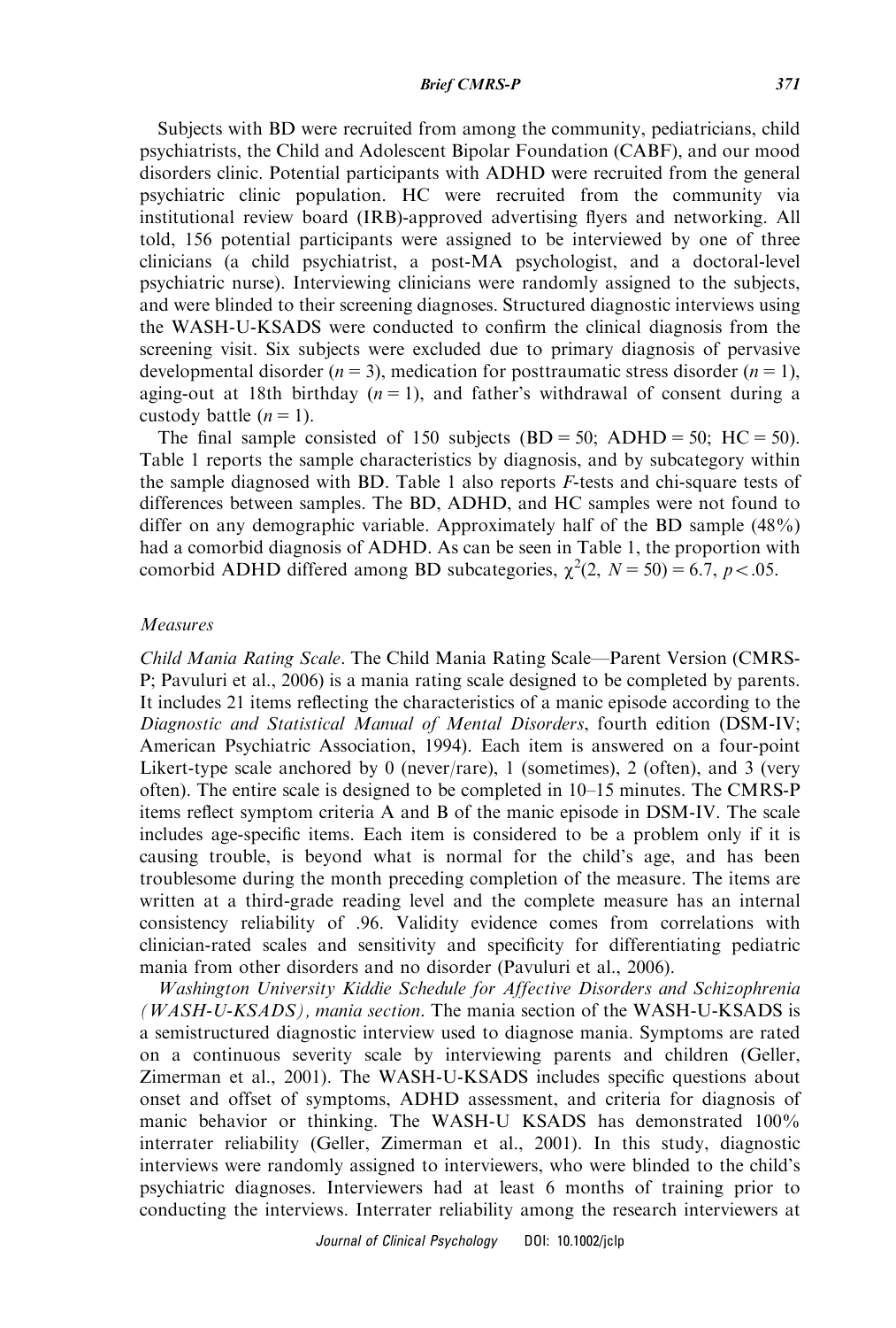Subjects with BD were recruited from among the community, pediatricians, child psychiatrists, the Child and Adolescent Bipolar Foundation (CABF), and our mood disorders clinic. Potential participants with ADHD were recruited from the general psychiatric clinic population. HC were recruited from the community via institutional review board (IRB)-approved advertising flyers and networking. All told, 156 potential participants were assigned to be interviewed by one of three clinicians (a child psychiatrist, a post-MA psychologist, and a doctoral-level psychiatric nurse). Interviewing clinicians were randomly assigned to the subjects, and were blinded to their screening diagnoses. Structured diagnostic interviews using the WASH-U-KSADS were conducted to confirm the clinical diagnosis from the screening visit. Six subjects were excluded due to primary diagnosis of pervasive developmental disorder ($n = 3$), medication for posttraumatic stress disorder ($n = 1$), aging-out at 18th birthday ($n = 1$), and father's withdrawal of consent during a custody battle ($n = 1$).

The final sample consisted of 150 subjects (BD = 50; ADHD = 50; HC = 50). Table 1 reports the sample characteristics by diagnosis, and by subcategory within the sample diagnosed with BD. Table 1 also reports *F*-tests and chi-square tests of differences between samples. The BD, ADHD, and HC samples were not found to differ on any demographic variable. Approximately half of the BD sample (48%) had a comorbid diagnosis of ADHD. As can be seen in Table 1, the proportion with comorbid ADHD differed among BD subcategories, $\chi^2(2,\ N = 50) = 6.7,\ p < .05$.

### *Measures*

*Child Mania Rating Scale*. The Child Mania Rating Scale—Parent Version (CMRS-P; Pavuluri et al., 2006) is a mania rating scale designed to be completed by parents. It includes 21 items reflecting the characteristics of a manic episode according to the *Diagnostic and Statistical Manual of Mental Disorders*, fourth edition (DSM-IV; American Psychiatric Association, 1994). Each item is answered on a four-point Likert-type scale anchored by 0 (never/rare), 1 (sometimes), 2 (often), and 3 (very often). The entire scale is designed to be completed in 10–15 minutes. The CMRS-P items reflect symptom criteria A and B of the manic episode in DSM-IV. The scale includes age-specific items. Each item is considered to be a problem only if it is causing trouble, is beyond what is normal for the child's age, and has been troublesome during the month preceding completion of the measure. The items are written at a third-grade reading level and the complete measure has an internal consistency reliability of .96. Validity evidence comes from correlations with clinician-rated scales and sensitivity and specificity for differentiating pediatric mania from other disorders and no disorder (Pavuluri et al., 2006).

*Washington University Kiddie Schedule for Affective Disorders and Schizophrenia (WASH-U-KSADS), mania section*. The mania section of the WASH-U-KSADS is a semistructured diagnostic interview used to diagnose mania. Symptoms are rated on a continuous severity scale by interviewing parents and children (Geller, Zimerman et al., 2001). The WASH-U-KSADS includes specific questions about onset and offset of symptoms, ADHD assessment, and criteria for diagnosis of manic behavior or thinking. The WASH-U KSADS has demonstrated 100% interrater reliability (Geller, Zimerman et al., 2001). In this study, diagnostic interviews were randomly assigned to interviewers, who were blinded to the child's psychiatric diagnoses. Interviewers had at least 6 months of training prior to conducting the interviews. Interrater reliability among the research interviewers at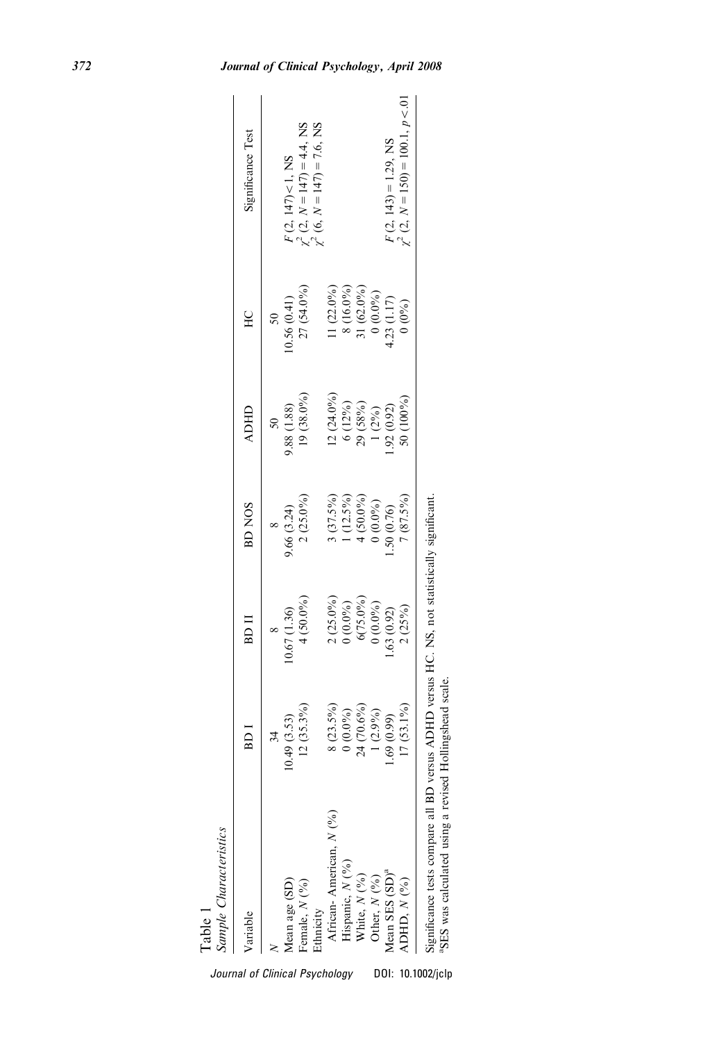Table 1
*Sample Characteristics*

| Variable | BD I | BD II | BD NOS | ADHD | HC | Significance Test |
|---|---|---|---|---|---|---|
| $N$ | 34 | 8 | 8 | 50 | 50 | |
| Mean age (SD) | 10.49 (3.53) | 10.67 (1.36) | 9.66 (3.24) | 9.88 (1.88) | 10.56 (0.41) | $F$ (2, 147) < 1, NS |
| Female, $N$ (%) | 12 (35.3%) | 4 (50.0%) | 2 (25.0%) | 19 (38.0%) | 27 (54.0%) | $\chi^2$ (2, $N = 147$) = 4.4, NS |
| Ethnicity | | | | | | $\chi^2$ (6, $N = 147$) = 7.6, NS |
| African- American, $N$ (%) | 8 (23.5%) | 2 (25.0%) | 3 (37.5%) | 12 (24.0%) | 11 (22.0%) | |
| Hispanic, $N$ (%) | 0 (0.0%) | 0 (0.0%) | 1 (12.5%) | 6 (12%) | 8 (16.0%) | |
| White, $N$ (%) | 24 (70.6%) | 6(75.0%) | 4 (50.0%) | 29 (58%) | 31 (62.0%) | |
| Other, $N$ (%) | 1 (2.9%) | 0 (0.0%) | 0 (0.0%) | 1 (2%) | 0 (0.0%) | |
| Mean SES (SD)[a] | 1.69 (0.99) | 1.63 (0.92) | 1.50 (0.76) | 1.92 (0.92) | 4.23 (1.17) | $F$ (2, 143) = 1.29, NS |
| ADHD, $N$ (%) | 17 (53.1%) | 2 (25%) | 7 (87.5%) | 50 (100%) | 0 (0%) | $\chi^2$ (2, $N = 150$) = 100.1, $p < .01$ |

Significance tests compare all BD versus ADHD versus HC. NS, not statistically significant.
[a]SES was calculated using a revised Hollingshead scale.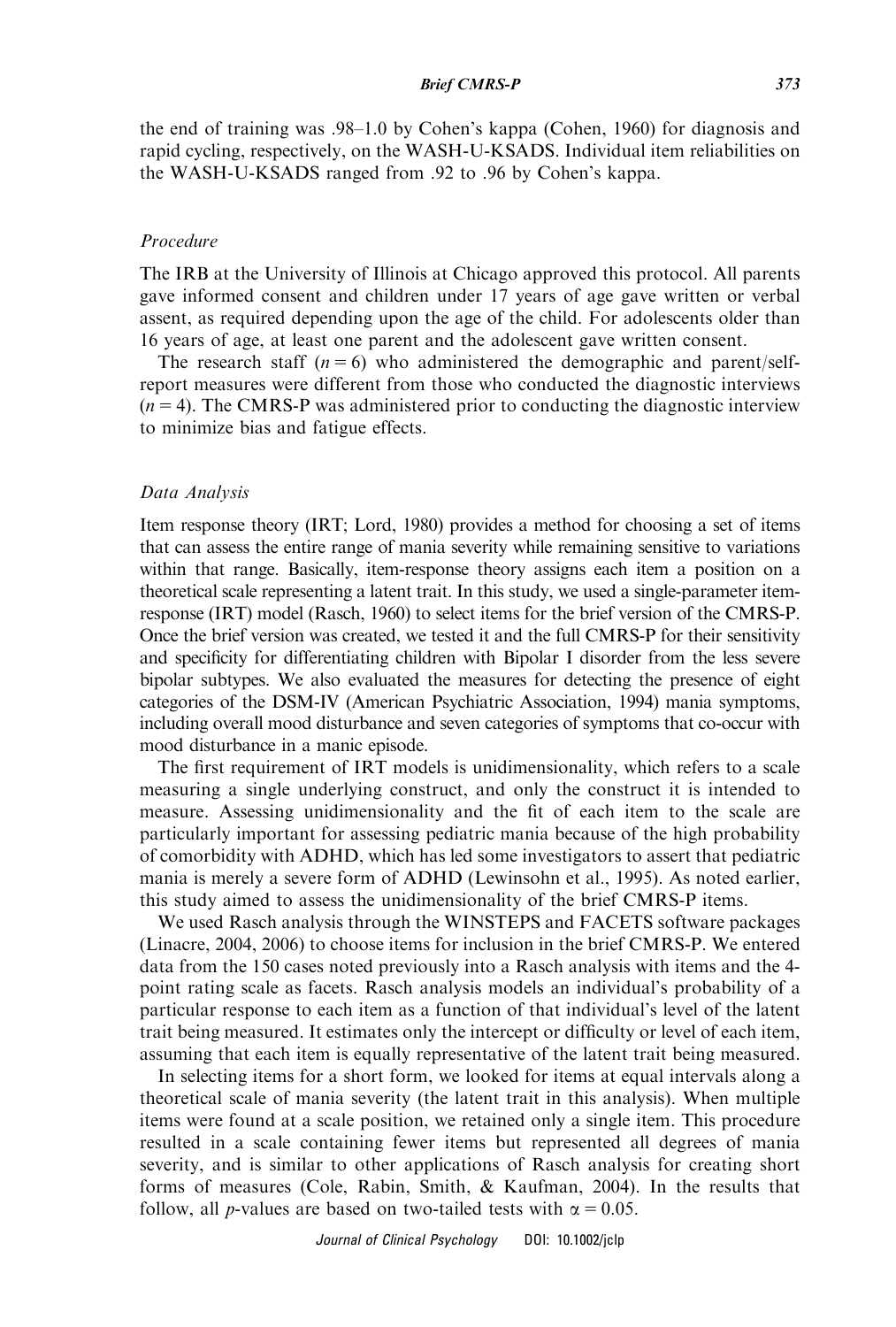the end of training was .98–1.0 by Cohen's kappa (Cohen, 1960) for diagnosis and rapid cycling, respectively, on the WASH-U-KSADS. Individual item reliabilities on the WASH-U-KSADS ranged from .92 to .96 by Cohen's kappa.

### *Procedure*

The IRB at the University of Illinois at Chicago approved this protocol. All parents gave informed consent and children under 17 years of age gave written or verbal assent, as required depending upon the age of the child. For adolescents older than 16 years of age, at least one parent and the adolescent gave written consent.

The research staff ($n = 6$) who administered the demographic and parent/self-report measures were different from those who conducted the diagnostic interviews ($n = 4$). The CMRS-P was administered prior to conducting the diagnostic interview to minimize bias and fatigue effects.

### *Data Analysis*

Item response theory (IRT; Lord, 1980) provides a method for choosing a set of items that can assess the entire range of mania severity while remaining sensitive to variations within that range. Basically, item-response theory assigns each item a position on a theoretical scale representing a latent trait. In this study, we used a single-parameter item-response (IRT) model (Rasch, 1960) to select items for the brief version of the CMRS-P. Once the brief version was created, we tested it and the full CMRS-P for their sensitivity and specificity for differentiating children with Bipolar I disorder from the less severe bipolar subtypes. We also evaluated the measures for detecting the presence of eight categories of the DSM-IV (American Psychiatric Association, 1994) mania symptoms, including overall mood disturbance and seven categories of symptoms that co-occur with mood disturbance in a manic episode.

The first requirement of IRT models is unidimensionality, which refers to a scale measuring a single underlying construct, and only the construct it is intended to measure. Assessing unidimensionality and the fit of each item to the scale are particularly important for assessing pediatric mania because of the high probability of comorbidity with ADHD, which has led some investigators to assert that pediatric mania is merely a severe form of ADHD (Lewinsohn et al., 1995). As noted earlier, this study aimed to assess the unidimensionality of the brief CMRS-P items.

We used Rasch analysis through the WINSTEPS and FACETS software packages (Linacre, 2004, 2006) to choose items for inclusion in the brief CMRS-P. We entered data from the 150 cases noted previously into a Rasch analysis with items and the 4-point rating scale as facets. Rasch analysis models an individual's probability of a particular response to each item as a function of that individual's level of the latent trait being measured. It estimates only the intercept or difficulty or level of each item, assuming that each item is equally representative of the latent trait being measured.

In selecting items for a short form, we looked for items at equal intervals along a theoretical scale of mania severity (the latent trait in this analysis). When multiple items were found at a scale position, we retained only a single item. This procedure resulted in a scale containing fewer items but represented all degrees of mania severity, and is similar to other applications of Rasch analysis for creating short forms of measures (Cole, Rabin, Smith, & Kaufman, 2004). In the results that follow, all $p$-values are based on two-tailed tests with $\alpha = 0.05$.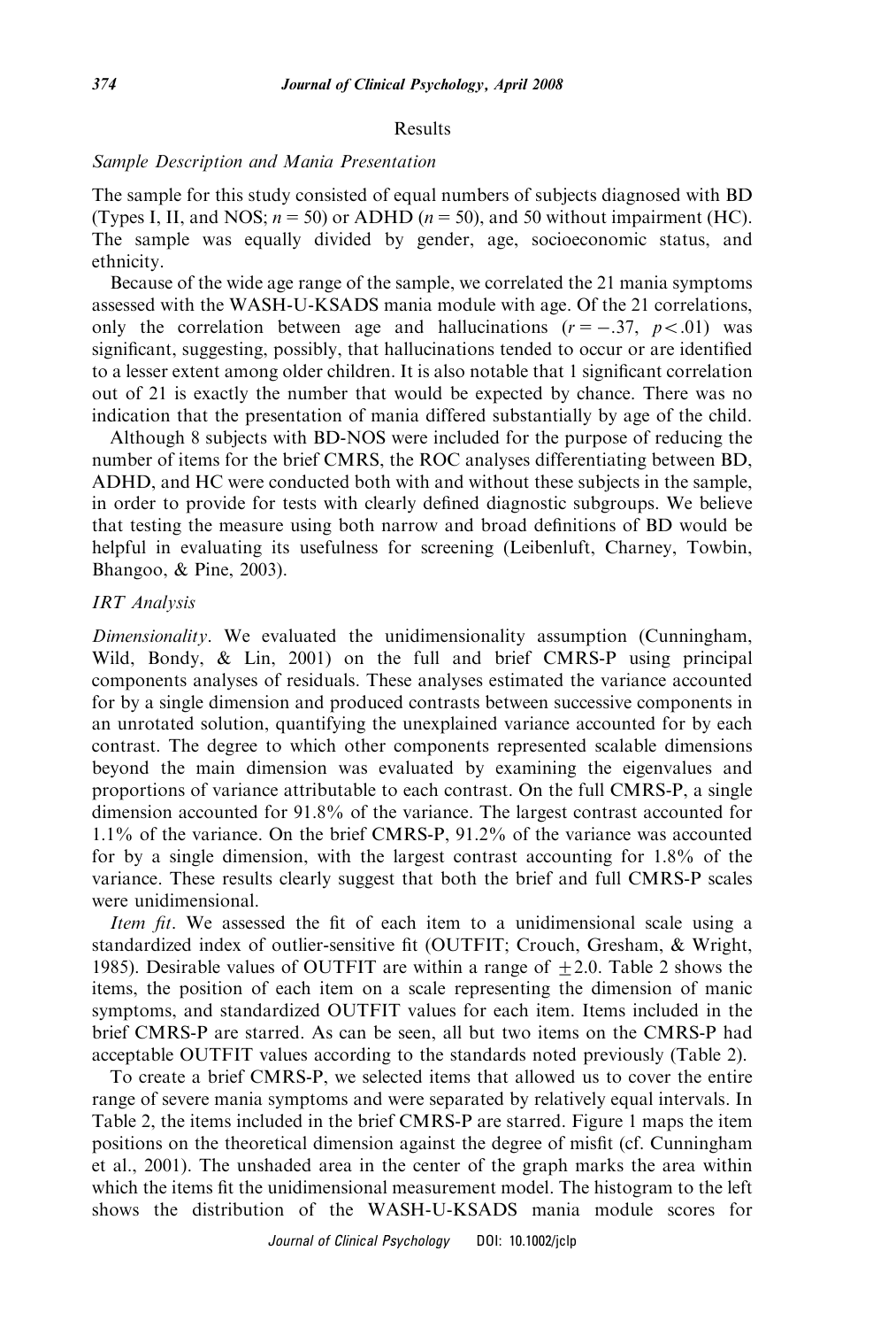## Results

### *Sample Description and Mania Presentation*

The sample for this study consisted of equal numbers of subjects diagnosed with BD (Types I, II, and NOS; $n = 50$) or ADHD ($n = 50$), and 50 without impairment (HC). The sample was equally divided by gender, age, socioeconomic status, and ethnicity.

Because of the wide age range of the sample, we correlated the 21 mania symptoms assessed with the WASH-U-KSADS mania module with age. Of the 21 correlations, only the correlation between age and hallucinations ($r = -.37$, $p < .01$) was significant, suggesting, possibly, that hallucinations tended to occur or are identified to a lesser extent among older children. It is also notable that 1 significant correlation out of 21 is exactly the number that would be expected by chance. There was no indication that the presentation of mania differed substantially by age of the child.

Although 8 subjects with BD-NOS were included for the purpose of reducing the number of items for the brief CMRS, the ROC analyses differentiating between BD, ADHD, and HC were conducted both with and without these subjects in the sample, in order to provide for tests with clearly defined diagnostic subgroups. We believe that testing the measure using both narrow and broad definitions of BD would be helpful in evaluating its usefulness for screening (Leibenluft, Charney, Towbin, Bhangoo, & Pine, 2003).

### *IRT Analysis*

*Dimensionality*. We evaluated the unidimensionality assumption (Cunningham, Wild, Bondy, & Lin, 2001) on the full and brief CMRS-P using principal components analyses of residuals. These analyses estimated the variance accounted for by a single dimension and produced contrasts between successive components in an unrotated solution, quantifying the unexplained variance accounted for by each contrast. The degree to which other components represented scalable dimensions beyond the main dimension was evaluated by examining the eigenvalues and proportions of variance attributable to each contrast. On the full CMRS-P, a single dimension accounted for 91.8% of the variance. The largest contrast accounted for 1.1% of the variance. On the brief CMRS-P, 91.2% of the variance was accounted for by a single dimension, with the largest contrast accounting for 1.8% of the variance. These results clearly suggest that both the brief and full CMRS-P scales were unidimensional.

*Item fit*. We assessed the fit of each item to a unidimensional scale using a standardized index of outlier-sensitive fit (OUTFIT; Crouch, Gresham, & Wright, 1985). Desirable values of OUTFIT are within a range of $\pm 2.0$. Table 2 shows the items, the position of each item on a scale representing the dimension of manic symptoms, and standardized OUTFIT values for each item. Items included in the brief CMRS-P are starred. As can be seen, all but two items on the CMRS-P had acceptable OUTFIT values according to the standards noted previously (Table 2).

To create a brief CMRS-P, we selected items that allowed us to cover the entire range of severe mania symptoms and were separated by relatively equal intervals. In Table 2, the items included in the brief CMRS-P are starred. Figure 1 maps the item positions on the theoretical dimension against the degree of misfit (cf. Cunningham et al., 2001). The unshaded area in the center of the graph marks the area within which the items fit the unidimensional measurement model. The histogram to the left shows the distribution of the WASH-U-KSADS mania module scores for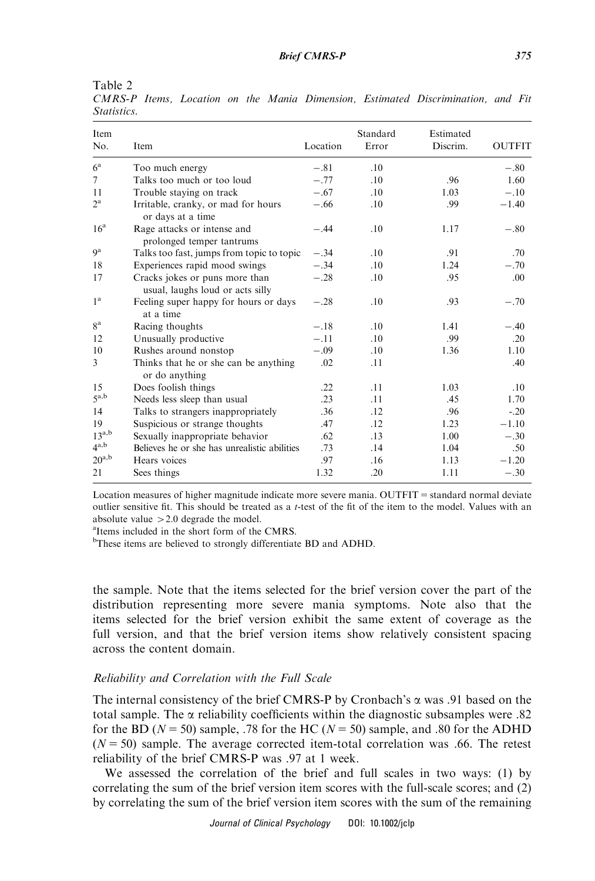Table 2
*CMRS-P Items, Location on the Mania Dimension, Estimated Discrimination, and Fit Statistics.*

| Item No. | Item | Location | Standard Error | Estimated Discrim. | OUTFIT |
|---|---|---|---|---|---|
| 6[a] | Too much energy | −.81 | .10 | | −.80 |
| 7 | Talks too much or too loud | −.77 | .10 | .96 | 1.60 |
| 11 | Trouble staying on track | −.67 | .10 | 1.03 | −.10 |
| 2[a] | Irritable, cranky, or mad for hours or days at a time | −.66 | .10 | .99 | −1.40 |
| 16[a] | Rage attacks or intense and prolonged temper tantrums | −.44 | .10 | 1.17 | −.80 |
| 9[a] | Talks too fast, jumps from topic to topic | −.34 | .10 | .91 | .70 |
| 18 | Experiences rapid mood swings | −.34 | .10 | 1.24 | −.70 |
| 17 | Cracks jokes or puns more than usual, laughs loud or acts silly | −.28 | .10 | .95 | .00 |
| 1[a] | Feeling super happy for hours or days at a time | −.28 | .10 | .93 | −.70 |
| 8[a] | Racing thoughts | −.18 | .10 | 1.41 | −.40 |
| 12 | Unusually productive | −.11 | .10 | .99 | .20 |
| 10 | Rushes around nonstop | −.09 | .10 | 1.36 | 1.10 |
| 3 | Thinks that he or she can be anything or do anything | .02 | .11 | | .40 |
| 15 | Does foolish things | .22 | .11 | 1.03 | .10 |
| 5[a,b] | Needs less sleep than usual | .23 | .11 | .45 | 1.70 |
| 14 | Talks to strangers inappropriately | .36 | .12 | .96 | -.20 |
| 19 | Suspicious or strange thoughts | .47 | .12 | 1.23 | −1.10 |
| 13[a,b] | Sexually inappropriate behavior | .62 | .13 | 1.00 | −.30 |
| 4[a,b] | Believes he or she has unrealistic abilities | .73 | .14 | 1.04 | .50 |
| 20[a,b] | Hears voices | .97 | .16 | 1.13 | −1.20 |
| 21 | Sees things | 1.32 | .20 | 1.11 | −.30 |

Location measures of higher magnitude indicate more severe mania. OUTFIT = standard normal deviate outlier sensitive fit. This should be treated as a *t*-test of the fit of the item to the model. Values with an absolute value >2.0 degrade the model.
[a]Items included in the short form of the CMRS.
[b]These items are believed to strongly differentiate BD and ADHD.

the sample. Note that the items selected for the brief version cover the part of the distribution representing more severe mania symptoms. Note also that the items selected for the brief version exhibit the same extent of coverage as the full version, and that the brief version items show relatively consistent spacing across the content domain.

### *Reliability and Correlation with the Full Scale*

The internal consistency of the brief CMRS-P by Cronbach's $\alpha$ was .91 based on the total sample. The $\alpha$ reliability coefficients within the diagnostic subsamples were .82 for the BD ($N = 50$) sample, .78 for the HC ($N = 50$) sample, and .80 for the ADHD ($N = 50$) sample. The average corrected item-total correlation was .66. The retest reliability of the brief CMRS-P was .97 at 1 week.

We assessed the correlation of the brief and full scales in two ways: (1) by correlating the sum of the brief version item scores with the full-scale scores; and (2) by correlating the sum of the brief version item scores with the sum of the remaining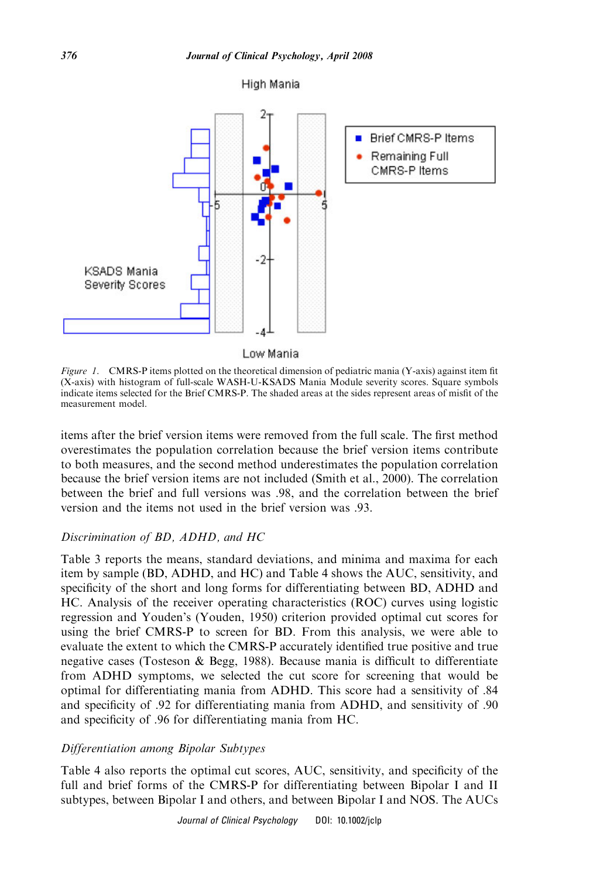High Mania

2

0

-2

-4

-5

5

Low Mania

KSADS Mania Severity Scores

Brief CMRS-P Items

Remaining Full CMRS-P Items

*Figure 1.* CMRS-P items plotted on the theoretical dimension of pediatric mania (Y-axis) against item fit (X-axis) with histogram of full-scale WASH-U-KSADS Mania Module severity scores. Square symbols indicate items selected for the Brief CMRS-P. The shaded areas at the sides represent areas of misfit of the measurement model.

items after the brief version items were removed from the full scale. The first method overestimates the population correlation because the brief version items contribute to both measures, and the second method underestimates the population correlation because the brief version items are not included (Smith et al., 2000). The correlation between the brief and full versions was .98, and the correlation between the brief version and the items not used in the brief version was .93.

### *Discrimination of BD, ADHD, and HC*

Table 3 reports the means, standard deviations, and minima and maxima for each item by sample (BD, ADHD, and HC) and Table 4 shows the AUC, sensitivity, and specificity of the short and long forms for differentiating between BD, ADHD and HC. Analysis of the receiver operating characteristics (ROC) curves using logistic regression and Youden's (Youden, 1950) criterion provided optimal cut scores for using the brief CMRS-P to screen for BD. From this analysis, we were able to evaluate the extent to which the CMRS-P accurately identified true positive and true negative cases (Tosteson & Begg, 1988). Because mania is difficult to differentiate from ADHD symptoms, we selected the cut score for screening that would be optimal for differentiating mania from ADHD. This score had a sensitivity of .84 and specificity of .92 for differentiating mania from ADHD, and sensitivity of .90 and specificity of .96 for differentiating mania from HC.

### *Differentiation among Bipolar Subtypes*

Table 4 also reports the optimal cut scores, AUC, sensitivity, and specificity of the full and brief forms of the CMRS-P for differentiating between Bipolar I and II subtypes, between Bipolar I and others, and between Bipolar I and NOS. The AUCs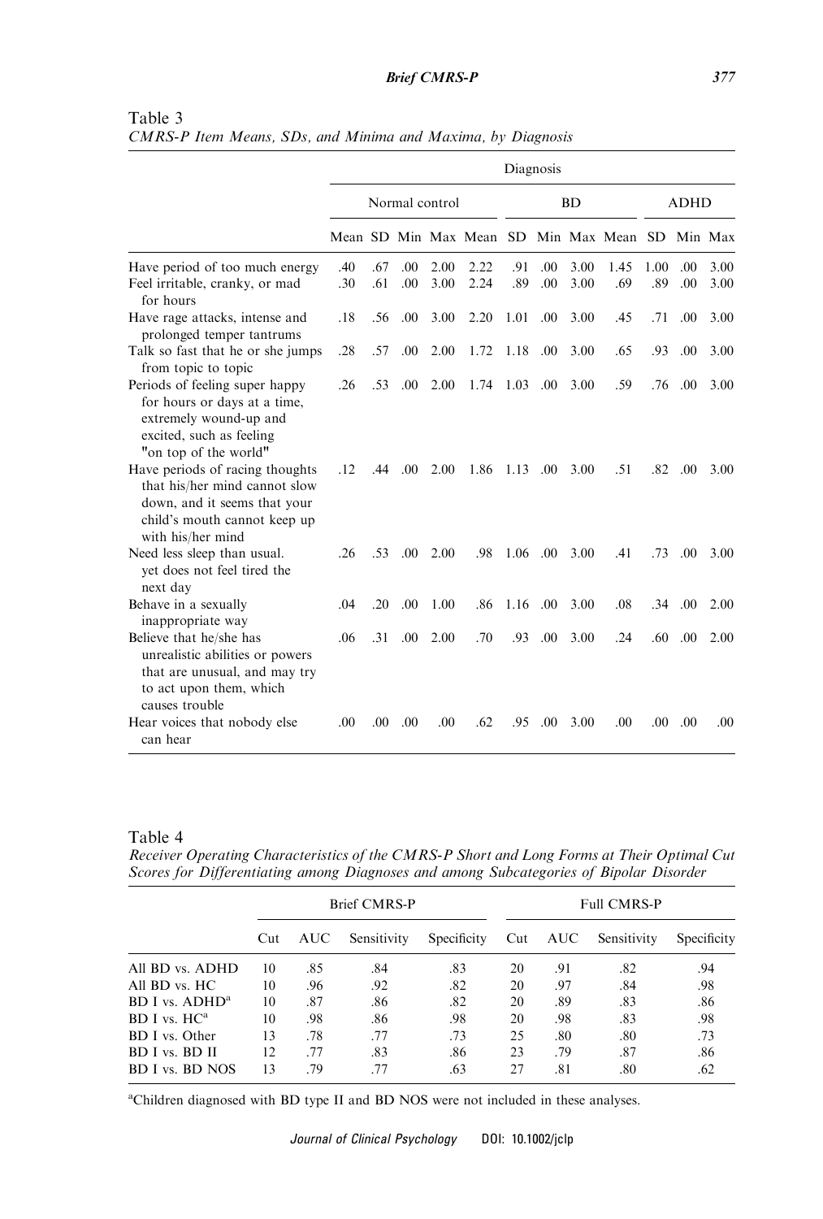Table 3
*CMRS-P Item Means, SDs, and Minima and Maxima, by Diagnosis*

| | Diagnosis | | | | | | | | | | | |
|---|---|---|---|---|---|---|---|---|---|---|---|---|
| | Normal control | | | | BD | | | | ADHD | | | |
| | Mean | SD | Min | Max | Mean | SD | Min | Max | Mean | SD | Min | Max |
| Have period of too much energy | .40 | .67 | .00 | 2.00 | 2.22 | .91 | .00 | 3.00 | 1.45 | 1.00 | .00 | 3.00 |
| Feel irritable, cranky, or mad for hours | .30 | .61 | .00 | 3.00 | 2.24 | .89 | .00 | 3.00 | .69 | .89 | .00 | 3.00 |
| Have rage attacks, intense and prolonged temper tantrums | .18 | .56 | .00 | 3.00 | 2.20 | 1.01 | .00 | 3.00 | .45 | .71 | .00 | 3.00 |
| Talk so fast that he or she jumps from topic to topic | .28 | .57 | .00 | 2.00 | 1.72 | 1.18 | .00 | 3.00 | .65 | .93 | .00 | 3.00 |
| Periods of feeling super happy for hours or days at a time, extremely wound-up and excited, such as feeling "on top of the world" | .26 | .53 | .00 | 2.00 | 1.74 | 1.03 | .00 | 3.00 | .59 | .76 | .00 | 3.00 |
| Have periods of racing thoughts that his/her mind cannot slow down, and it seems that your child's mouth cannot keep up with his/her mind | .12 | .44 | .00 | 2.00 | 1.86 | 1.13 | .00 | 3.00 | .51 | .82 | .00 | 3.00 |
| Need less sleep than usual. yet does not feel tired the next day | .26 | .53 | .00 | 2.00 | .98 | 1.06 | .00 | 3.00 | .41 | .73 | .00 | 3.00 |
| Behave in a sexually inappropriate way | .04 | .20 | .00 | 1.00 | .86 | 1.16 | .00 | 3.00 | .08 | .34 | .00 | 2.00 |
| Believe that he/she has unrealistic abilities or powers that are unusual, and may try to act upon them, which causes trouble | .06 | .31 | .00 | 2.00 | .70 | .93 | .00 | 3.00 | .24 | .60 | .00 | 2.00 |
| Hear voices that nobody else can hear | .00 | .00 | .00 | .00 | .62 | .95 | .00 | 3.00 | .00 | .00 | .00 | .00 |

Table 4
*Receiver Operating Characteristics of the CMRS-P Short and Long Forms at Their Optimal Cut Scores for Differentiating among Diagnoses and among Subcategories of Bipolar Disorder*

| | Brief CMRS-P | | | | Full CMRS-P | | | |
|---|---|---|---|---|---|---|---|---|
| | Cut | AUC | Sensitivity | Specificity | Cut | AUC | Sensitivity | Specificity |
| All BD vs. ADHD | 10 | .85 | .84 | .83 | 20 | .91 | .82 | .94 |
| All BD vs. HC | 10 | .96 | .92 | .82 | 20 | .97 | .84 | .98 |
| BD I vs. ADHD[a] | 10 | .87 | .86 | .82 | 20 | .89 | .83 | .86 |
| BD I vs. HC[a] | 10 | .98 | .86 | .98 | 20 | .98 | .83 | .98 |
| BD I vs. Other | 13 | .78 | .77 | .73 | 25 | .80 | .80 | .73 |
| BD I vs. BD II | 12 | .77 | .83 | .86 | 23 | .79 | .87 | .86 |
| BD I vs. BD NOS | 13 | .79 | .77 | .63 | 27 | .81 | .80 | .62 |

[a]Children diagnosed with BD type II and BD NOS were not included in these analyses.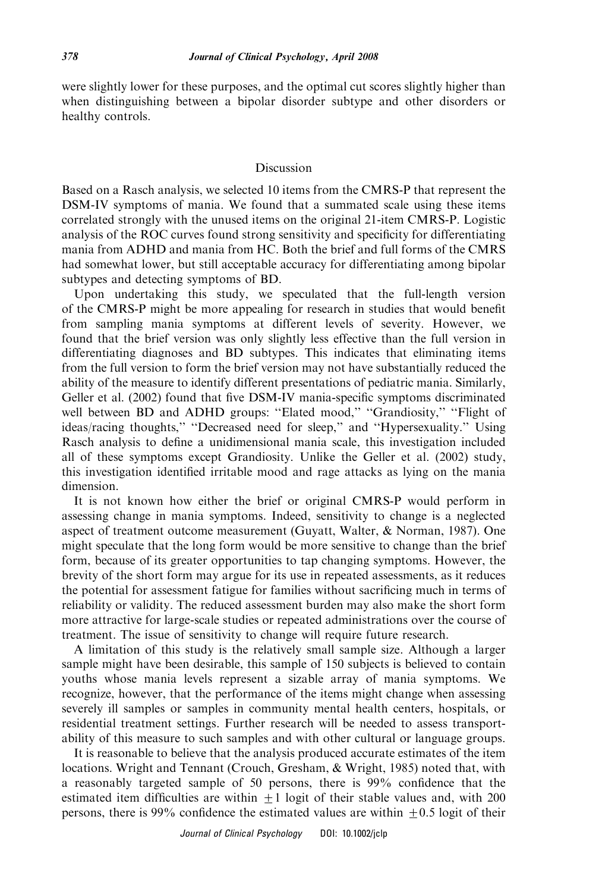were slightly lower for these purposes, and the optimal cut scores slightly higher than when distinguishing between a bipolar disorder subtype and other disorders or healthy controls.

## Discussion

Based on a Rasch analysis, we selected 10 items from the CMRS-P that represent the DSM-IV symptoms of mania. We found that a summated scale using these items correlated strongly with the unused items on the original 21-item CMRS-P. Logistic analysis of the ROC curves found strong sensitivity and specificity for differentiating mania from ADHD and mania from HC. Both the brief and full forms of the CMRS had somewhat lower, but still acceptable accuracy for differentiating among bipolar subtypes and detecting symptoms of BD.

Upon undertaking this study, we speculated that the full-length version of the CMRS-P might be more appealing for research in studies that would benefit from sampling mania symptoms at different levels of severity. However, we found that the brief version was only slightly less effective than the full version in differentiating diagnoses and BD subtypes. This indicates that eliminating items from the full version to form the brief version may not have substantially reduced the ability of the measure to identify different presentations of pediatric mania. Similarly, Geller et al. (2002) found that five DSM-IV mania-specific symptoms discriminated well between BD and ADHD groups: "Elated mood," "Grandiosity," "Flight of ideas/racing thoughts," "Decreased need for sleep," and "Hypersexuality." Using Rasch analysis to define a unidimensional mania scale, this investigation included all of these symptoms except Grandiosity. Unlike the Geller et al. (2002) study, this investigation identified irritable mood and rage attacks as lying on the mania dimension.

It is not known how either the brief or original CMRS-P would perform in assessing change in mania symptoms. Indeed, sensitivity to change is a neglected aspect of treatment outcome measurement (Guyatt, Walter, & Norman, 1987). One might speculate that the long form would be more sensitive to change than the brief form, because of its greater opportunities to tap changing symptoms. However, the brevity of the short form may argue for its use in repeated assessments, as it reduces the potential for assessment fatigue for families without sacrificing much in terms of reliability or validity. The reduced assessment burden may also make the short form more attractive for large-scale studies or repeated administrations over the course of treatment. The issue of sensitivity to change will require future research.

A limitation of this study is the relatively small sample size. Although a larger sample might have been desirable, this sample of 150 subjects is believed to contain youths whose mania levels represent a sizable array of mania symptoms. We recognize, however, that the performance of the items might change when assessing severely ill samples or samples in community mental health centers, hospitals, or residential treatment settings. Further research will be needed to assess transportability of this measure to such samples and with other cultural or language groups.

It is reasonable to believe that the analysis produced accurate estimates of the item locations. Wright and Tennant (Crouch, Gresham, & Wright, 1985) noted that, with a reasonably targeted sample of 50 persons, there is 99% confidence that the estimated item difficulties are within $\pm 1$ logit of their stable values and, with 200 persons, there is 99% confidence the estimated values are within $\pm 0.5$ logit of their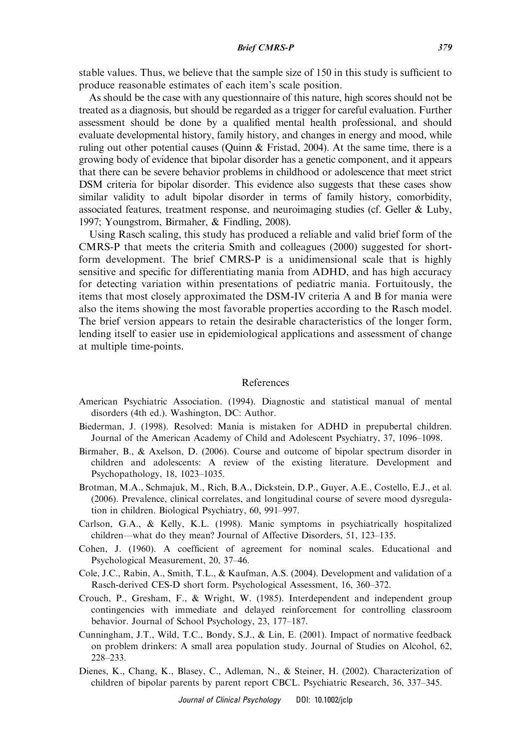stable values. Thus, we believe that the sample size of 150 in this study is sufficient to produce reasonable estimates of each item's scale position.

As should be the case with any questionnaire of this nature, high scores should not be treated as a diagnosis, but should be regarded as a trigger for careful evaluation. Further assessment should be done by a qualified mental health professional, and should evaluate developmental history, family history, and changes in energy and mood, while ruling out other potential causes (Quinn & Fristad, 2004). At the same time, there is a growing body of evidence that bipolar disorder has a genetic component, and it appears that there can be severe behavior problems in childhood or adolescence that meet strict DSM criteria for bipolar disorder. This evidence also suggests that these cases show similar validity to adult bipolar disorder in terms of family history, comorbidity, associated features, treatment response, and neuroimaging studies (cf. Geller & Luby, 1997; Youngstrom, Birmaher, & Findling, 2008).

Using Rasch scaling, this study has produced a reliable and valid brief form of the CMRS-P that meets the criteria Smith and colleagues (2000) suggested for short-form development. The brief CMRS-P is a unidimensional scale that is highly sensitive and specific for differentiating mania from ADHD, and has high accuracy for detecting variation within presentations of pediatric mania. Fortuitously, the items that most closely approximated the DSM-IV criteria A and B for mania were also the items showing the most favorable properties according to the Rasch model. The brief version appears to retain the desirable characteristics of the longer form, lending itself to easier use in epidemiological applications and assessment of change at multiple time-points.

## References

American Psychiatric Association. (1994). Diagnostic and statistical manual of mental disorders (4th ed.). Washington, DC: Author.

Biederman, J. (1998). Resolved: Mania is mistaken for ADHD in prepubertal children. Journal of the American Academy of Child and Adolescent Psychiatry, 37, 1096–1098.

Birmaher, B., & Axelson, D. (2006). Course and outcome of bipolar spectrum disorder in children and adolescents: A review of the existing literature. Development and Psychopathology, 18, 1023–1035.

Brotman, M.A., Schmajuk, M., Rich, B.A., Dickstein, D.P., Guyer, A.E., Costello, E.J., et al. (2006). Prevalence, clinical correlates, and longitudinal course of severe mood dysregulation in children. Biological Psychiatry, 60, 991–997.

Carlson, G.A., & Kelly, K.L. (1998). Manic symptoms in psychiatrically hospitalized children—what do they mean? Journal of Affective Disorders, 51, 123–135.

Cohen, J. (1960). A coefficient of agreement for nominal scales. Educational and Psychological Measurement, 20, 37–46.

Cole, J.C., Rabin, A., Smith, T.L., & Kaufman, A.S. (2004). Development and validation of a Rasch-derived CES-D short form. Psychological Assessment, 16, 360–372.

Crouch, P., Gresham, F., & Wright, W. (1985). Interdependent and independent group contingencies with immediate and delayed reinforcement for controlling classroom behavior. Journal of School Psychology, 23, 177–187.

Cunningham, J.T., Wild, T.C., Bondy, S.J., & Lin, E. (2001). Impact of normative feedback on problem drinkers: A small area population study. Journal of Studies on Alcohol, 62, 228–233.

Dienes, K., Chang, K., Blasey, C., Adleman, N., & Steiner, H. (2002). Characterization of children of bipolar parents by parent report CBCL. Psychiatric Research, 36, 337–345.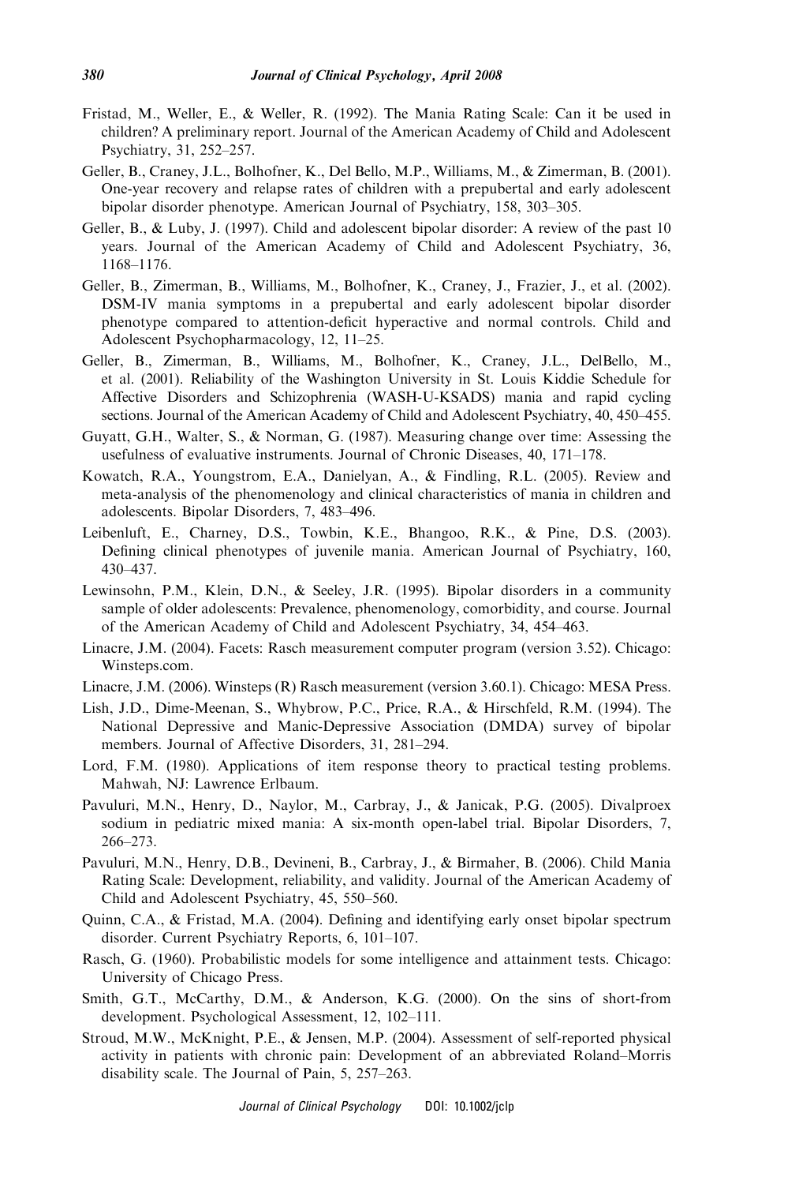Fristad, M., Weller, E., & Weller, R. (1992). The Mania Rating Scale: Can it be used in children? A preliminary report. Journal of the American Academy of Child and Adolescent Psychiatry, 31, 252–257.

Geller, B., Craney, J.L., Bolhofner, K., Del Bello, M.P., Williams, M., & Zimerman, B. (2001). One-year recovery and relapse rates of children with a prepubertal and early adolescent bipolar disorder phenotype. American Journal of Psychiatry, 158, 303–305.

Geller, B., & Luby, J. (1997). Child and adolescent bipolar disorder: A review of the past 10 years. Journal of the American Academy of Child and Adolescent Psychiatry, 36, 1168–1176.

Geller, B., Zimerman, B., Williams, M., Bolhofner, K., Craney, J., Frazier, J., et al. (2002). DSM-IV mania symptoms in a prepubertal and early adolescent bipolar disorder phenotype compared to attention-deficit hyperactive and normal controls. Child and Adolescent Psychopharmacology, 12, 11–25.

Geller, B., Zimerman, B., Williams, M., Bolhofner, K., Craney, J.L., DelBello, M., et al. (2001). Reliability of the Washington University in St. Louis Kiddie Schedule for Affective Disorders and Schizophrenia (WASH-U-KSADS) mania and rapid cycling sections. Journal of the American Academy of Child and Adolescent Psychiatry, 40, 450–455.

Guyatt, G.H., Walter, S., & Norman, G. (1987). Measuring change over time: Assessing the usefulness of evaluative instruments. Journal of Chronic Diseases, 40, 171–178.

Kowatch, R.A., Youngstrom, E.A., Danielyan, A., & Findling, R.L. (2005). Review and meta-analysis of the phenomenology and clinical characteristics of mania in children and adolescents. Bipolar Disorders, 7, 483–496.

Leibenluft, E., Charney, D.S., Towbin, K.E., Bhangoo, R.K., & Pine, D.S. (2003). Defining clinical phenotypes of juvenile mania. American Journal of Psychiatry, 160, 430–437.

Lewinsohn, P.M., Klein, D.N., & Seeley, J.R. (1995). Bipolar disorders in a community sample of older adolescents: Prevalence, phenomenology, comorbidity, and course. Journal of the American Academy of Child and Adolescent Psychiatry, 34, 454–463.

Linacre, J.M. (2004). Facets: Rasch measurement computer program (version 3.52). Chicago: Winsteps.com.

Linacre, J.M. (2006). Winsteps (R) Rasch measurement (version 3.60.1). Chicago: MESA Press.

Lish, J.D., Dime-Meenan, S., Whybrow, P.C., Price, R.A., & Hirschfeld, R.M. (1994). The National Depressive and Manic-Depressive Association (DMDA) survey of bipolar members. Journal of Affective Disorders, 31, 281–294.

Lord, F.M. (1980). Applications of item response theory to practical testing problems. Mahwah, NJ: Lawrence Erlbaum.

Pavuluri, M.N., Henry, D., Naylor, M., Carbray, J., & Janicak, P.G. (2005). Divalproex sodium in pediatric mixed mania: A six-month open-label trial. Bipolar Disorders, 7, 266–273.

Pavuluri, M.N., Henry, D.B., Devineni, B., Carbray, J., & Birmaher, B. (2006). Child Mania Rating Scale: Development, reliability, and validity. Journal of the American Academy of Child and Adolescent Psychiatry, 45, 550–560.

Quinn, C.A., & Fristad, M.A. (2004). Defining and identifying early onset bipolar spectrum disorder. Current Psychiatry Reports, 6, 101–107.

Rasch, G. (1960). Probabilistic models for some intelligence and attainment tests. Chicago: University of Chicago Press.

Smith, G.T., McCarthy, D.M., & Anderson, K.G. (2000). On the sins of short-from development. Psychological Assessment, 12, 102–111.

Stroud, M.W., McKnight, P.E., & Jensen, M.P. (2004). Assessment of self-reported physical activity in patients with chronic pain: Development of an abbreviated Roland–Morris disability scale. The Journal of Pain, 5, 257–263.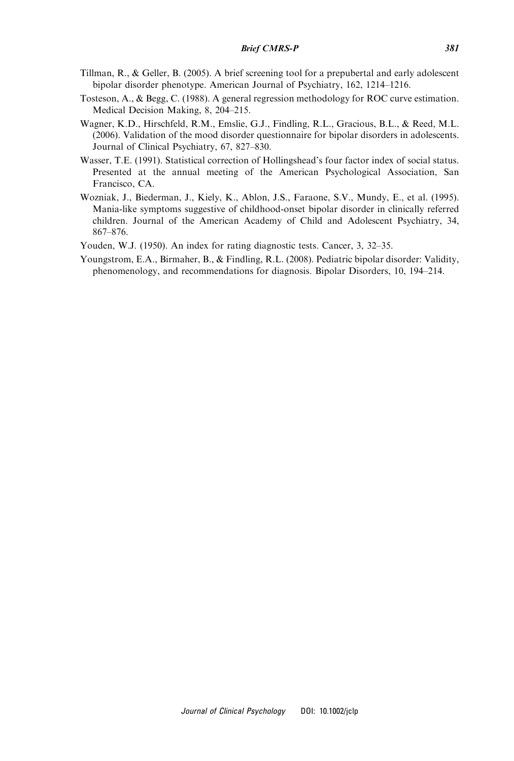Tillman, R., & Geller, B. (2005). A brief screening tool for a prepubertal and early adolescent bipolar disorder phenotype. American Journal of Psychiatry, 162, 1214–1216.

Tosteson, A., & Begg, C. (1988). A general regression methodology for ROC curve estimation. Medical Decision Making, 8, 204–215.

Wagner, K.D., Hirschfeld, R.M., Emslie, G.J., Findling, R.L., Gracious, B.L., & Reed, M.L. (2006). Validation of the mood disorder questionnaire for bipolar disorders in adolescents. Journal of Clinical Psychiatry, 67, 827–830.

Wasser, T.E. (1991). Statistical correction of Hollingshead's four factor index of social status. Presented at the annual meeting of the American Psychological Association, San Francisco, CA.

Wozniak, J., Biederman, J., Kiely, K., Ablon, J.S., Faraone, S.V., Mundy, E., et al. (1995). Mania-like symptoms suggestive of childhood-onset bipolar disorder in clinically referred children. Journal of the American Academy of Child and Adolescent Psychiatry, 34, 867–876.

Youden, W.J. (1950). An index for rating diagnostic tests. Cancer, 3, 32–35.

Youngstrom, E.A., Birmaher, B., & Findling, R.L. (2008). Pediatric bipolar disorder: Validity, phenomenology, and recommendations for diagnosis. Bipolar Disorders, 10, 194–214.